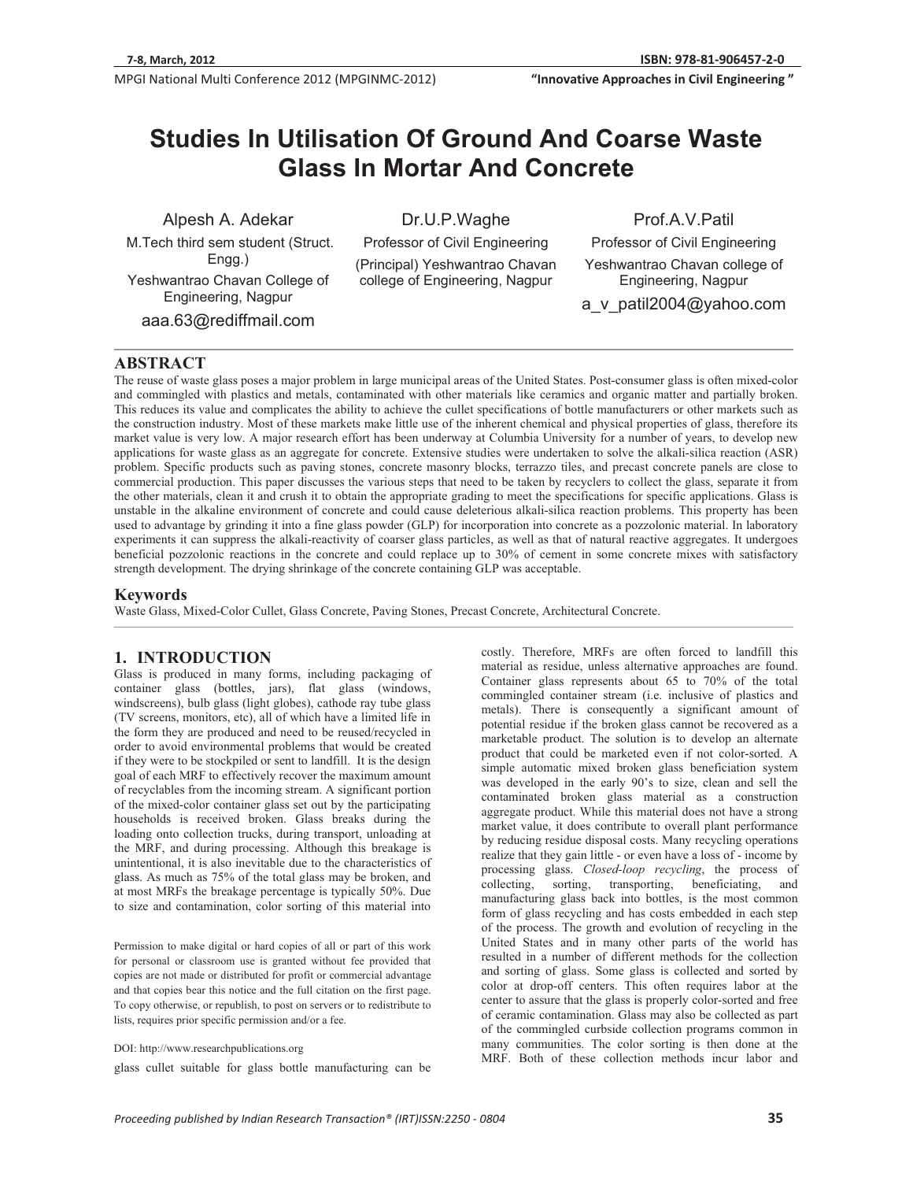# Studies In Utilisation Of Ground And Coarse Waste Glass In Mortar And Concrete

Alpesh A. Adekar
M.Tech third sem student (Struct. Engg.)
Yeshwantrao Chavan College of Engineering, Nagpur
aaa.63@rediffmail.com

Dr.U.P.Waghe
Professor of Civil Engineering
(Principal) Yeshwantrao Chavan college of Engineering, Nagpur

Prof.A.V.Patil
Professor of Civil Engineering
Yeshwantrao Chavan college of Engineering, Nagpur
a_v_patil2004@yahoo.com

## ABSTRACT

The reuse of waste glass poses a major problem in large municipal areas of the United States. Post-consumer glass is often mixed-color and commingled with plastics and metals, contaminated with other materials like ceramics and organic matter and partially broken. This reduces its value and complicates the ability to achieve the cullet specifications of bottle manufacturers or other markets such as the construction industry. Most of these markets make little use of the inherent chemical and physical properties of glass, therefore its market value is very low. A major research effort has been underway at Columbia University for a number of years, to develop new applications for waste glass as an aggregate for concrete. Extensive studies were undertaken to solve the alkali-silica reaction (ASR) problem. Specific products such as paving stones, concrete masonry blocks, terrazzo tiles, and precast concrete panels are close to commercial production. This paper discusses the various steps that need to be taken by recyclers to collect the glass, separate it from the other materials, clean it and crush it to obtain the appropriate grading to meet the specifications for specific applications. Glass is unstable in the alkaline environment of concrete and could cause deleterious alkali-silica reaction problems. This property has been used to advantage by grinding it into a fine glass powder (GLP) for incorporation into concrete as a pozzolonic material. In laboratory experiments it can suppress the alkali-reactivity of coarser glass particles, as well as that of natural reactive aggregates. It undergoes beneficial pozzolonic reactions in the concrete and could replace up to 30% of cement in some concrete mixes with satisfactory strength development. The drying shrinkage of the concrete containing GLP was acceptable.

## Keywords

Waste Glass, Mixed-Color Cullet, Glass Concrete, Paving Stones, Precast Concrete, Architectural Concrete.

## 1. INTRODUCTION

Glass is produced in many forms, including packaging of container glass (bottles, jars), flat glass (windows, windscreens), bulb glass (light globes), cathode ray tube glass (TV screens, monitors, etc), all of which have a limited life in the form they are produced and need to be reused/recycled in order to avoid environmental problems that would be created if they were to be stockpiled or sent to landfill. It is the design goal of each MRF to effectively recover the maximum amount of recyclables from the incoming stream. A significant portion of the mixed-color container glass set out by the participating households is received broken. Glass breaks during the loading onto collection trucks, during transport, unloading at the MRF, and during processing. Although this breakage is unintentional, it is also inevitable due to the characteristics of glass. As much as 75% of the total glass may be broken, and at most MRFs the breakage percentage is typically 50%. Due to size and contamination, color sorting of this material into glass cullet suitable for glass bottle manufacturing can be costly. Therefore, MRFs are often forced to landfill this material as residue, unless alternative approaches are found. Container glass represents about 65 to 70% of the total commingled container stream (i.e. inclusive of plastics and metals). There is consequently a significant amount of potential residue if the broken glass cannot be recovered as a marketable product. The solution is to develop an alternate product that could be marketed even if not color-sorted. A simple automatic mixed broken glass beneficiation system was developed in the early 90's to size, clean and sell the contaminated broken glass material as a construction aggregate product. While this material does not have a strong market value, it does contribute to overall plant performance by reducing residue disposal costs. Many recycling operations realize that they gain little - or even have a loss of - income by processing glass. *Closed-loop recycling*, the process of collecting, sorting, transporting, beneficiating, and manufacturing glass back into bottles, is the most common form of glass recycling and has costs embedded in each step of the process. The growth and evolution of recycling in the United States and in many other parts of the world has resulted in a number of different methods for the collection and sorting of glass. Some glass is collected and sorted by color at drop-off centers. This often requires labor at the center to assure that the glass is properly color-sorted and free of ceramic contamination. Glass may also be collected as part of the commingled curbside collection programs common in many communities. The color sorting is then done at the MRF. Both of these collection methods incur labor and

Permission to make digital or hard copies of all or part of this work for personal or classroom use is granted without fee provided that copies are not made or distributed for profit or commercial advantage and that copies bear this notice and the full citation on the first page. To copy otherwise, or republish, to post on servers or to redistribute to lists, requires prior specific permission and/or a fee.

DOI: http://www.researchpublications.org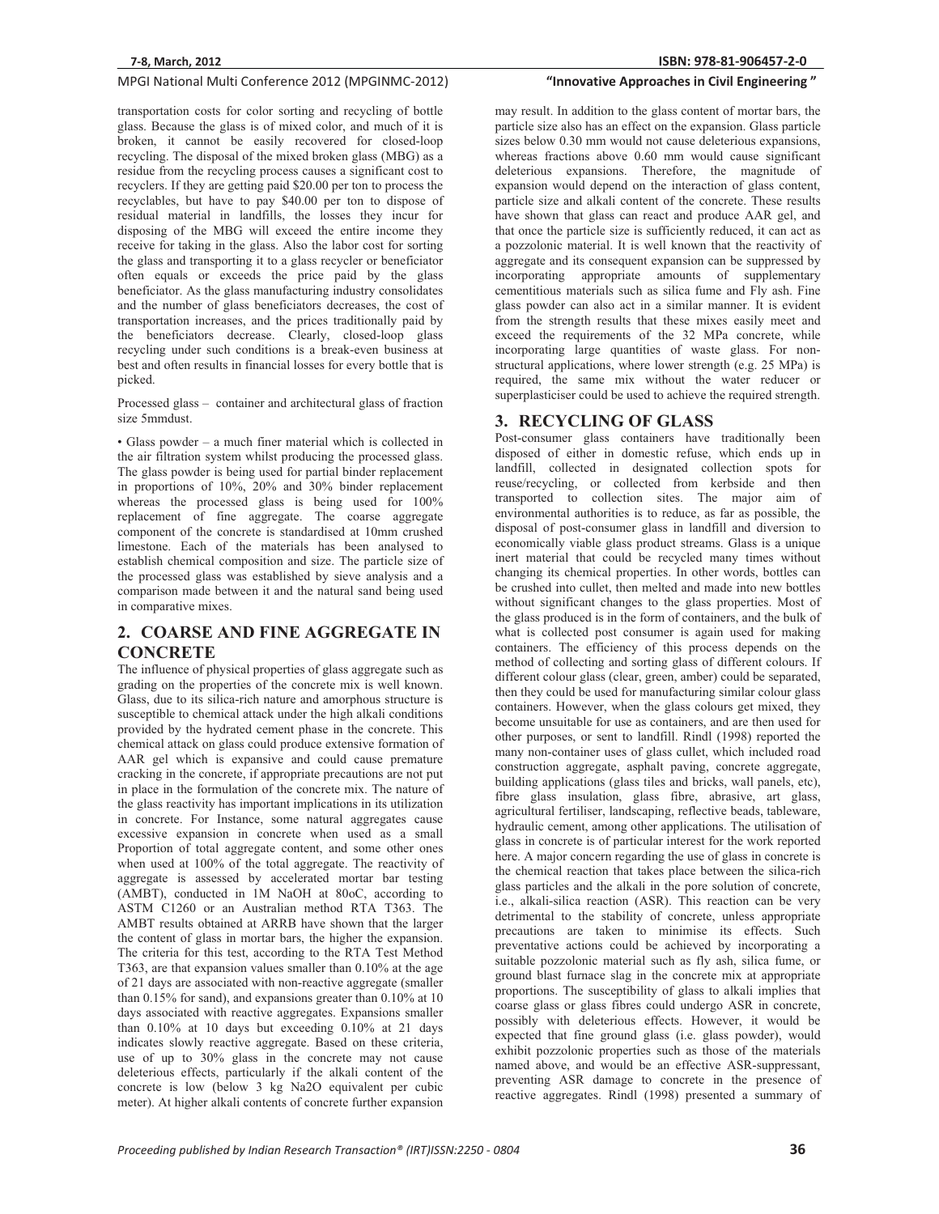transportation costs for color sorting and recycling of bottle glass. Because the glass is of mixed color, and much of it is broken, it cannot be easily recovered for closed-loop recycling. The disposal of the mixed broken glass (MBG) as a residue from the recycling process causes a significant cost to recyclers. If they are getting paid $20.00 per ton to process the recyclables, but have to pay $40.00 per ton to dispose of residual material in landfills, the losses they incur for disposing of the MBG will exceed the entire income they receive for taking in the glass. Also the labor cost for sorting the glass and transporting it to a glass recycler or beneficiator often equals or exceeds the price paid by the glass beneficiator. As the glass manufacturing industry consolidates and the number of glass beneficiators decreases, the cost of transportation increases, and the prices traditionally paid by the beneficiators decrease. Clearly, closed-loop glass recycling under such conditions is a break-even business at best and often results in financial losses for every bottle that is picked.

Processed glass – container and architectural glass of fraction size 5mmdust.

• Glass powder – a much finer material which is collected in the air filtration system whilst producing the processed glass. The glass powder is being used for partial binder replacement in proportions of 10%, 20% and 30% binder replacement whereas the processed glass is being used for 100% replacement of fine aggregate. The coarse aggregate component of the concrete is standardised at 10mm crushed limestone. Each of the materials has been analysed to establish chemical composition and size. The particle size of the processed glass was established by sieve analysis and a comparison made between it and the natural sand being used in comparative mixes.

## 2. COARSE AND FINE AGGREGATE IN CONCRETE

The influence of physical properties of glass aggregate such as grading on the properties of the concrete mix is well known. Glass, due to its silica-rich nature and amorphous structure is susceptible to chemical attack under the high alkali conditions provided by the hydrated cement phase in the concrete. This chemical attack on glass could produce extensive formation of AAR gel which is expansive and could cause premature cracking in the concrete, if appropriate precautions are not put in place in the formulation of the concrete mix. The nature of the glass reactivity has important implications in its utilization in concrete. For Instance, some natural aggregates cause excessive expansion in concrete when used as a small Proportion of total aggregate content, and some other ones when used at 100% of the total aggregate. The reactivity of aggregate is assessed by accelerated mortar bar testing (AMBT), conducted in 1M NaOH at 80oC, according to ASTM C1260 or an Australian method RTA T363. The AMBT results obtained at ARRB have shown that the larger the content of glass in mortar bars, the higher the expansion. The criteria for this test, according to the RTA Test Method T363, are that expansion values smaller than 0.10% at the age of 21 days are associated with non-reactive aggregate (smaller than 0.15% for sand), and expansions greater than 0.10% at 10 days associated with reactive aggregates. Expansions smaller than 0.10% at 10 days but exceeding 0.10% at 21 days indicates slowly reactive aggregate. Based on these criteria, use of up to 30% glass in the concrete may not cause deleterious effects, particularly if the alkali content of the concrete is low (below 3 kg $Na_2O$ equivalent per cubic meter). At higher alkali contents of concrete further expansion may result. In addition to the glass content of mortar bars, the particle size also has an effect on the expansion. Glass particle sizes below 0.30 mm would not cause deleterious expansions, whereas fractions above 0.60 mm would cause significant deleterious expansions. Therefore, the magnitude of expansion would depend on the interaction of glass content, particle size and alkali content of the concrete. These results have shown that glass can react and produce AAR gel, and that once the particle size is sufficiently reduced, it can act as a pozzolonic material. It is well known that the reactivity of aggregate and its consequent expansion can be suppressed by incorporating appropriate amounts of supplementary cementitious materials such as silica fume and Fly ash. Fine glass powder can also act in a similar manner. It is evident from the strength results that these mixes easily meet and exceed the requirements of the 32 MPa concrete, while incorporating large quantities of waste glass. For non-structural applications, where lower strength (e.g. 25 MPa) is required, the same mix without the water reducer or superplasticiser could be used to achieve the required strength.

## 3. RECYCLING OF GLASS

Post-consumer glass containers have traditionally been disposed of either in domestic refuse, which ends up in landfill, collected in designated collection spots for reuse/recycling, or collected from kerbside and then transported to collection sites. The major aim of environmental authorities is to reduce, as far as possible, the disposal of post-consumer glass in landfill and diversion to economically viable glass product streams. Glass is a unique inert material that could be recycled many times without changing its chemical properties. In other words, bottles can be crushed into cullet, then melted and made into new bottles without significant changes to the glass properties. Most of the glass produced is in the form of containers, and the bulk of what is collected post consumer is again used for making containers. The efficiency of this process depends on the method of collecting and sorting glass of different colours. If different colour glass (clear, green, amber) could be separated, then they could be used for manufacturing similar colour glass containers. However, when the glass colours get mixed, they become unsuitable for use as containers, and are then used for other purposes, or sent to landfill. Rindl (1998) reported the many non-container uses of glass cullet, which included road construction aggregate, asphalt paving, concrete aggregate, building applications (glass tiles and bricks, wall panels, etc), fibre glass insulation, glass fibre, abrasive, art glass, agricultural fertiliser, landscaping, reflective beads, tableware, hydraulic cement, among other applications. The utilisation of glass in concrete is of particular interest for the work reported here. A major concern regarding the use of glass in concrete is the chemical reaction that takes place between the silica-rich glass particles and the alkali in the pore solution of concrete, i.e., alkali-silica reaction (ASR). This reaction can be very detrimental to the stability of concrete, unless appropriate precautions are taken to minimise its effects. Such preventative actions could be achieved by incorporating a suitable pozzolonic material such as fly ash, silica fume, or ground blast furnace slag in the concrete mix at appropriate proportions. The susceptibility of glass to alkali implies that coarse glass or glass fibres could undergo ASR in concrete, possibly with deleterious effects. However, it would be expected that fine ground glass (i.e. glass powder), would exhibit pozzolonic properties such as those of the materials named above, and would be an effective ASR-suppressant, preventing ASR damage to concrete in the presence of reactive aggregates. Rindl (1998) presented a summary of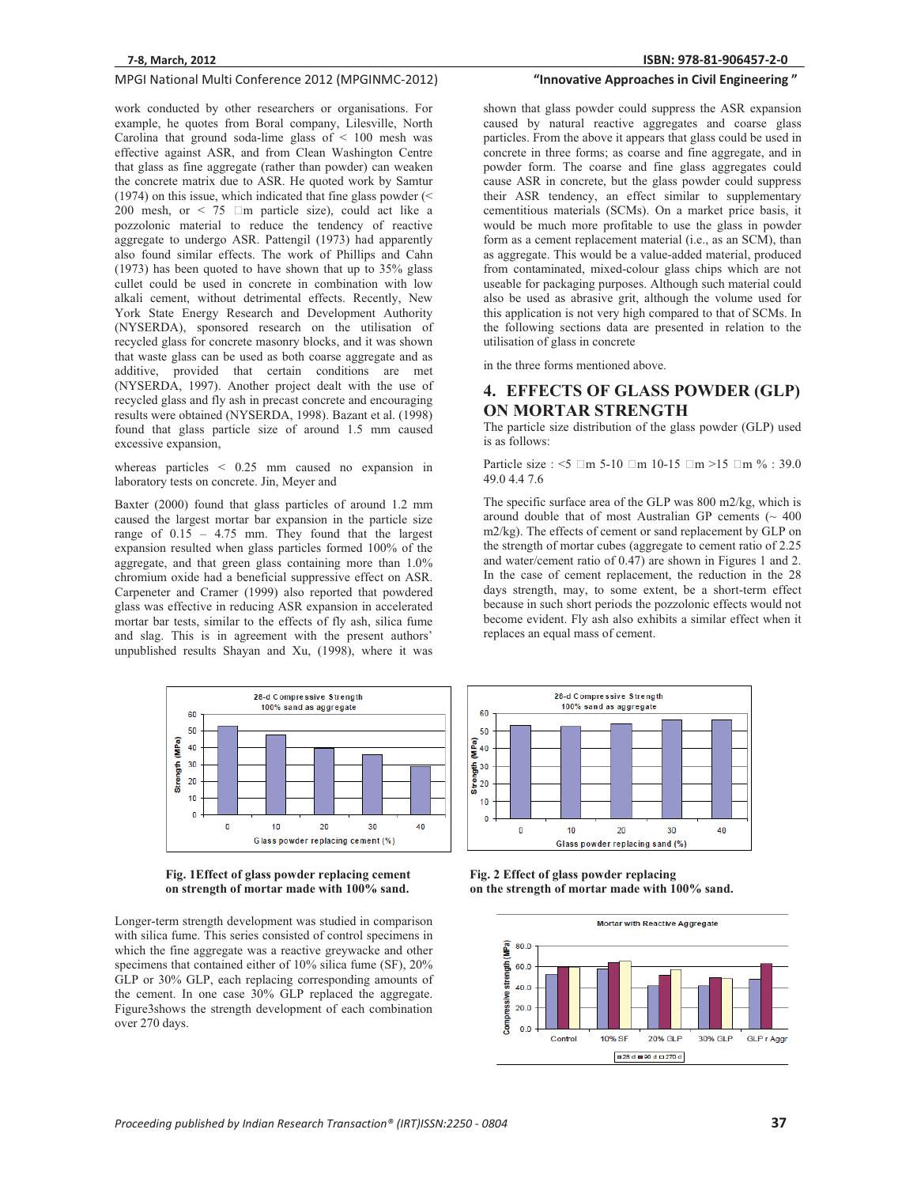work conducted by other researchers or organisations. For example, he quotes from Boral company, Lilesville, North Carolina that ground soda-lime glass of < 100 mesh was effective against ASR, and from Clean Washington Centre that glass as fine aggregate (rather than powder) can weaken the concrete matrix due to ASR. He quoted work by Samtur (1974) on this issue, which indicated that fine glass powder (< 200 mesh, or < 75 m particle size), could act like a pozzolonic material to reduce the tendency of reactive aggregate to undergo ASR. Pattengil (1973) had apparently also found similar effects. The work of Phillips and Cahn (1973) has been quoted to have shown that up to 35% glass cullet could be used in concrete in combination with low alkali cement, without detrimental effects. Recently, New York State Energy Research and Development Authority (NYSERDA), sponsored research on the utilisation of recycled glass for concrete masonry blocks, and it was shown that waste glass can be used as both coarse aggregate and as additive, provided that certain conditions are met (NYSERDA, 1997). Another project dealt with the use of recycled glass and fly ash in precast concrete and encouraging results were obtained (NYSERDA, 1998). Bazant et al. (1998) found that glass particle size of around 1.5 mm caused excessive expansion,

whereas particles < 0.25 mm caused no expansion in laboratory tests on concrete. Jin, Meyer and

Baxter (2000) found that glass particles of around 1.2 mm caused the largest mortar bar expansion in the particle size range of 0.15 – 4.75 mm. They found that the largest expansion resulted when glass particles formed 100% of the aggregate, and that green glass containing more than 1.0% chromium oxide had a beneficial suppressive effect on ASR. Carpeneter and Cramer (1999) also reported that powdered glass was effective in reducing ASR expansion in accelerated mortar bar tests, similar to the effects of fly ash, silica fume and slag. This is in agreement with the present authors' unpublished results Shayan and Xu, (1998), where it was shown that glass powder could suppress the ASR expansion caused by natural reactive aggregates and coarse glass particles. From the above it appears that glass could be used in concrete in three forms; as coarse and fine aggregate, and in powder form. The coarse and fine glass aggregates could cause ASR in concrete, but the glass powder could suppress their ASR tendency, an effect similar to supplementary cementitious materials (SCMs). On a market price basis, it would be much more profitable to use the glass in powder form as a cement replacement material (i.e., as an SCM), than as aggregate. This would be a value-added material, produced from contaminated, mixed-colour glass chips which are not useable for packaging purposes. Although such material could also be used as abrasive grit, although the volume used for this application is not very high compared to that of SCMs. In the following sections data are presented in relation to the utilisation of glass in concrete

in the three forms mentioned above.

## 4. EFFECTS OF GLASS POWDER (GLP) ON MORTAR STRENGTH

The particle size distribution of the glass powder (GLP) used is as follows:

Particle size : <5 m 5-10 m 10-15 m >15 m % : 39.0 49.0 4.4 7.6

The specific surface area of the GLP was 800 m2/kg, which is around double that of most Australian GP cements (~ 400 m2/kg). The effects of cement or sand replacement by GLP on the strength of mortar cubes (aggregate to cement ratio of 2.25 and water/cement ratio of 0.47) are shown in Figures 1 and 2. In the case of cement replacement, the reduction in the 28 days strength, may, to some extent, be a short-term effect because in such short periods the pozzolonic effects would not become evident. Fly ash also exhibits a similar effect when it replaces an equal mass of cement.

**Fig. 1 Effect of glass powder replacing cement on strength of mortar made with 100% sand.**

**Fig. 2 Effect of glass powder replacing on the strength of mortar made with 100% sand.**

Longer-term strength development was studied in comparison with silica fume. This series consisted of control specimens in which the fine aggregate was a reactive greywacke and other specimens that contained either of 10% silica fume (SF), 20% GLP or 30% GLP, each replacing corresponding amounts of the cement. In one case 30% GLP replaced the aggregate. Figure3shows the strength development of each combination over 270 days.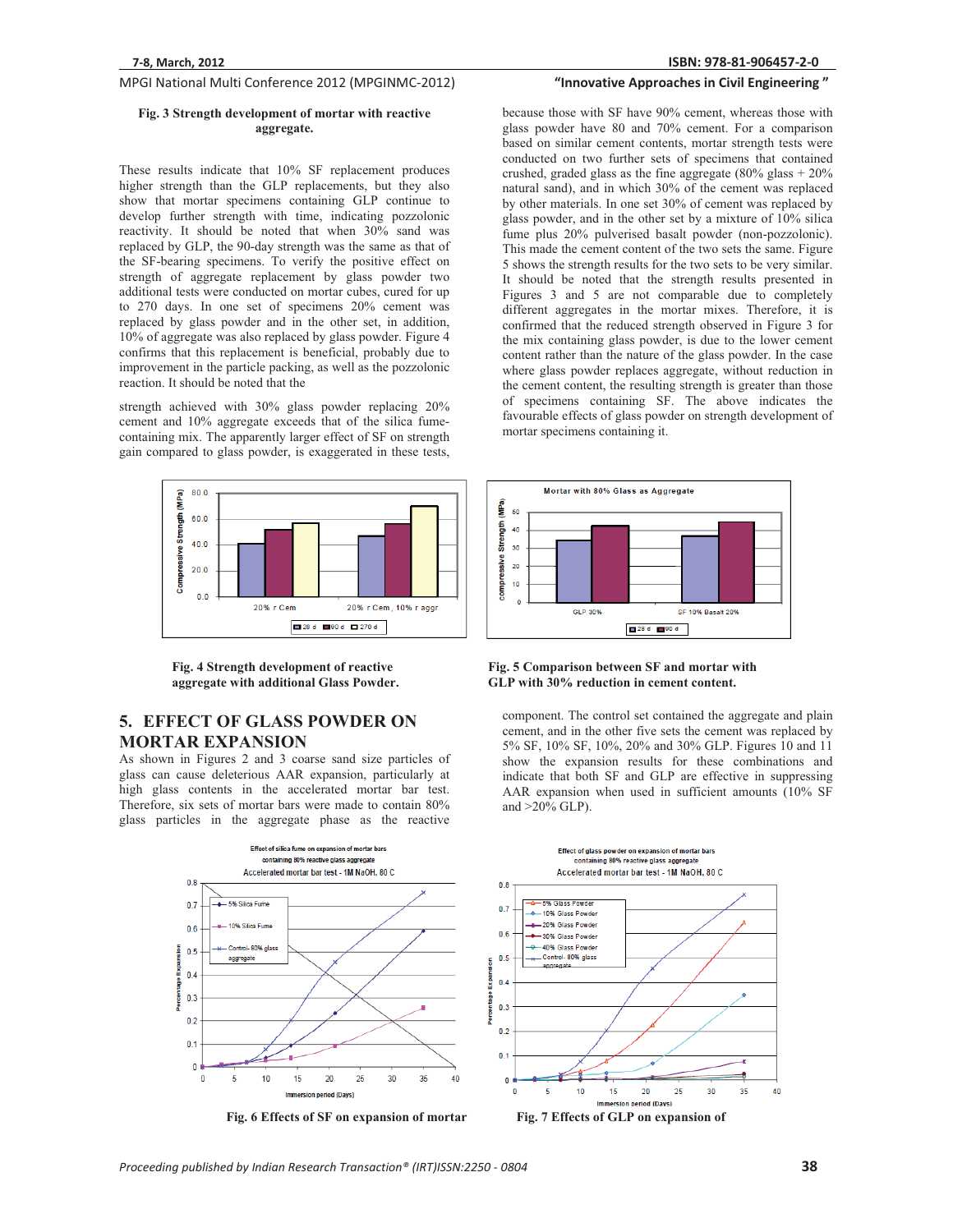**Fig. 3 Strength development of mortar with reactive aggregate.**

These results indicate that 10% SF replacement produces higher strength than the GLP replacements, but they also show that mortar specimens containing GLP continue to develop further strength with time, indicating pozzolonic reactivity. It should be noted that when 30% sand was replaced by GLP, the 90-day strength was the same as that of the SF-bearing specimens. To verify the positive effect on strength of aggregate replacement by glass powder two additional tests were conducted on mortar cubes, cured for up to 270 days. In one set of specimens 20% cement was replaced by glass powder and in the other set, in addition, 10% of aggregate was also replaced by glass powder. Figure 4 confirms that this replacement is beneficial, probably due to improvement in the particle packing, as well as the pozzolonic reaction. It should be noted that the

strength achieved with 30% glass powder replacing 20% cement and 10% aggregate exceeds that of the silica fume-containing mix. The apparently larger effect of SF on strength gain compared to glass powder, is exaggerated in these tests, because those with SF have 90% cement, whereas those with glass powder have 80 and 70% cement. For a comparison based on similar cement contents, mortar strength tests were conducted on two further sets of specimens that contained crushed, graded glass as the fine aggregate (80% glass + 20% natural sand), and in which 30% of the cement was replaced by other materials. In one set 30% of cement was replaced by glass powder, and in the other set by a mixture of 10% silica fume plus 20% pulverised basalt powder (non-pozzolonic). This made the cement content of the two sets the same. Figure 5 shows the strength results for the two sets to be very similar. It should be noted that the strength results presented in Figures 3 and 5 are not comparable due to completely different aggregates in the mortar mixes. Therefore, it is confirmed that the reduced strength observed in Figure 3 for the mix containing glass powder, is due to the lower cement content rather than the nature of the glass powder. In the case where glass powder replaces aggregate, without reduction in the cement content, the resulting strength is greater than those of specimens containing SF. The above indicates the favourable effects of glass powder on strength development of mortar specimens containing it.

**Fig. 4 Strength development of reactive aggregate with additional Glass Powder.**

**Fig. 5 Comparison between SF and mortar with GLP with 30% reduction in cement content.**

## 5. EFFECT OF GLASS POWDER ON MORTAR EXPANSION

As shown in Figures 2 and 3 coarse sand size particles of glass can cause deleterious AAR expansion, particularly at high glass contents in the accelerated mortar bar test. Therefore, six sets of mortar bars were made to contain 80% glass particles in the aggregate phase as the reactive component. The control set contained the aggregate and plain cement, and in the other five sets the cement was replaced by 5% SF, 10% SF, 10%, 20% and 30% GLP. Figures 10 and 11 show the expansion results for these combinations and indicate that both SF and GLP are effective in suppressing AAR expansion when used in sufficient amounts (10% SF and >20% GLP).

**Fig. 6 Effects of SF on expansion of mortar**

**Fig. 7 Effects of GLP on expansion of**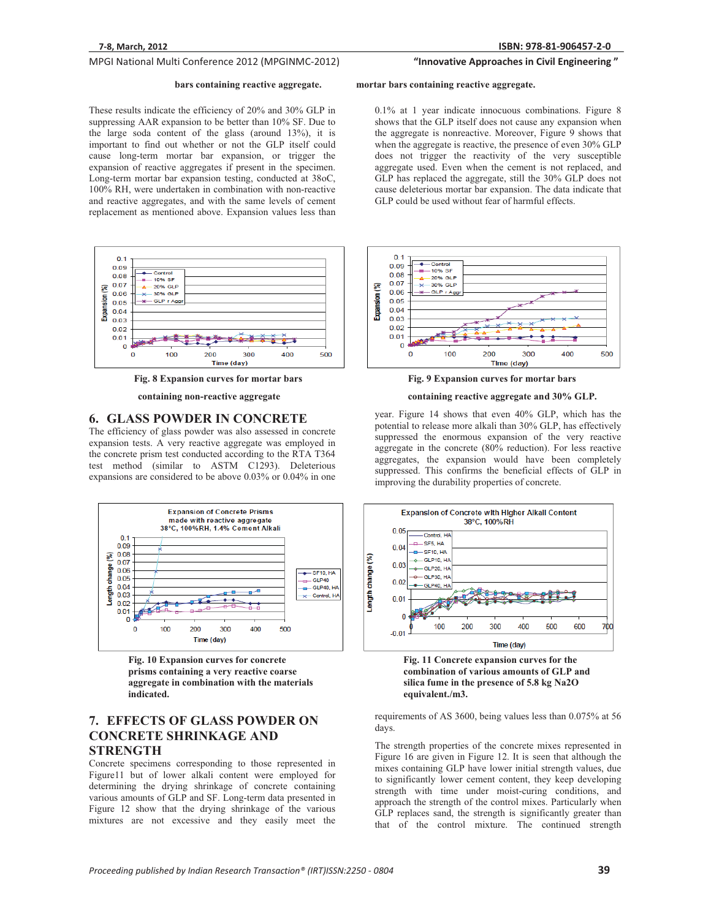bars containing reactive aggregate.

mortar bars containing reactive aggregate.

These results indicate the efficiency of 20% and 30% GLP in suppressing AAR expansion to be better than 10% SF. Due to the large soda content of the glass (around 13%), it is important to find out whether or not the GLP itself could cause long-term mortar bar expansion, or trigger the expansion of reactive aggregates if present in the specimen. Long-term mortar bar expansion testing, conducted at 38oC, 100% RH, were undertaken in combination with non-reactive and reactive aggregates, and with the same levels of cement replacement as mentioned above. Expansion values less than 0.1% at 1 year indicate innocuous combinations. Figure 8 shows that the GLP itself does not cause any expansion when the aggregate is nonreactive. Moreover, Figure 9 shows that when the aggregate is reactive, the presence of even 30% GLP does not trigger the reactivity of the very susceptible aggregate used. Even when the cement is not replaced, and GLP has replaced the aggregate, still the 30% GLP does not cause deleterious mortar bar expansion. The data indicate that GLP could be used without fear of harmful effects.

**Fig. 8 Expansion curves for mortar bars containing non-reactive aggregate**

**Fig. 9 Expansion curves for mortar bars containing reactive aggregate and 30% GLP.**

## 6. GLASS POWDER IN CONCRETE

The efficiency of glass powder was also assessed in concrete expansion tests. A very reactive aggregate was employed in the concrete prism test conducted according to the RTA T364 test method (similar to ASTM C1293). Deleterious expansions are considered to be above 0.03% or 0.04% in one year. Figure 14 shows that even 40% GLP, which has the potential to release more alkali than 30% GLP, has effectively suppressed the enormous expansion of the very reactive aggregate in the concrete (80% reduction). For less reactive aggregates, the expansion would have been completely suppressed. This confirms the beneficial effects of GLP in improving the durability properties of concrete.

**Fig. 10 Expansion curves for concrete prisms containing a very reactive coarse aggregate in combination with the materials indicated.**

**Fig. 11 Concrete expansion curves for the combination of various amounts of GLP and silica fume in the presence of 5.8 kg Na2O equivalent./m3.**

## 7. EFFECTS OF GLASS POWDER ON CONCRETE SHRINKAGE AND STRENGTH

Concrete specimens corresponding to those represented in Figure11 but of lower alkali content were employed for determining the drying shrinkage of concrete containing various amounts of GLP and SF. Long-term data presented in Figure 12 show that the drying shrinkage of the various mixtures are not excessive and they easily meet the requirements of AS 3600, being values less than 0.075% at 56 days.

The strength properties of the concrete mixes represented in Figure 16 are given in Figure 12. It is seen that although the mixes containing GLP have lower initial strength values, due to significantly lower cement content, they keep developing strength with time under moist-curing conditions, and approach the strength of the control mixes. Particularly when GLP replaces sand, the strength is significantly greater than that of the control mixture. The continued strength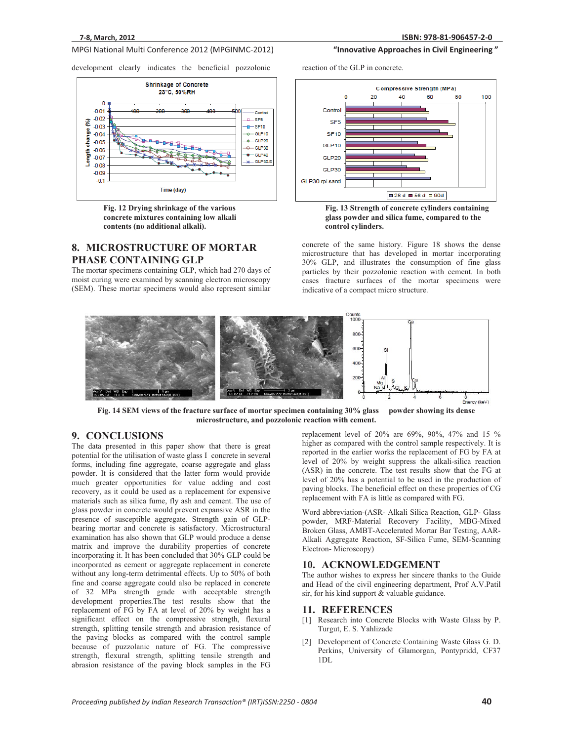development clearly indicates the beneficial pozzolonic reaction of the GLP in concrete.

Fig. 12 Drying shrinkage of the various concrete mixtures containing low alkali contents (no additional alkali).

Fig. 13 Strength of concrete cylinders containing glass powder and silica fume, compared to the control cylinders.

## 8. MICROSTRUCTURE OF MORTAR PHASE CONTAINING GLP

The mortar specimens containing GLP, which had 270 days of moist curing were examined by scanning electron microscopy (SEM). These mortar specimens would also represent similar concrete of the same history. Figure 18 shows the dense microstructure that has developed in mortar incorporating 30% GLP, and illustrates the consumption of fine glass particles by their pozzolonic reaction with cement. In both cases fracture surfaces of the mortar specimens were indicative of a compact micro structure.

**Fig. 14 SEM views of the fracture surface of mortar specimen containing 30% glass powder showing its dense microstructure, and pozzolonic reaction with cement.**

## 9. CONCLUSIONS

The data presented in this paper show that there is great potential for the utilisation of waste glass I concrete in several forms, including fine aggregate, coarse aggregate and glass powder. It is considered that the latter form would provide much greater opportunities for value adding and cost recovery, as it could be used as a replacement for expensive materials such as silica fume, fly ash and cement. The use of glass powder in concrete would prevent expansive ASR in the presence of susceptible aggregate. Strength gain of GLP-bearing mortar and concrete is satisfactory. Microstructural examination has also shown that GLP would produce a dense matrix and improve the durability properties of concrete incorporating it. It has been concluded that 30% GLP could be incorporated as cement or aggregate replacement in concrete without any long-term detrimental effects. Up to 50% of both fine and coarse aggregate could also be replaced in concrete of 32 MPa strength grade with acceptable strength development properties.The test results show that the replacement of FG by FA at level of 20% by weight has a significant effect on the compressive strength, flexural strength, splitting tensile strength and abrasion resistance of the paving blocks as compared with the control sample because of puzzolanic nature of FG. The compressive strength, flexural strength, splitting tensile strength and abrasion resistance of the paving block samples in the FG replacement level of 20% are 69%, 90%, 47% and 15 % higher as compared with the control sample respectively. It is reported in the earlier works the replacement of FG by FA at level of 20% by weight suppress the alkali-silica reaction (ASR) in the concrete. The test results show that the FG at level of 20% has a potential to be used in the production of paving blocks. The beneficial effect on these properties of CG replacement with FA is little as compared with FG.

Word abbreviation-(ASR- Alkali Silica Reaction, GLP- Glass powder, MRF-Material Recovery Facility, MBG-Mixed Broken Glass, AMBT-Accelerated Mortar Bar Testing, AAR-Alkali Aggregate Reaction, SF-Silica Fume, SEM-Scanning Electron- Microscopy)

## 10. ACKNOWLEDGEMENT

The author wishes to express her sincere thanks to the Guide and Head of the civil engineering department, Prof A.V.Patil sir, for his kind support & valuable guidance.

## 11. REFERENCES

[1] Research into Concrete Blocks with Waste Glass by P. Turgut, E. S. Yahlizade

[2] Development of Concrete Containing Waste Glass G. D. Perkins, University of Glamorgan, Pontypridd, CF37 1DL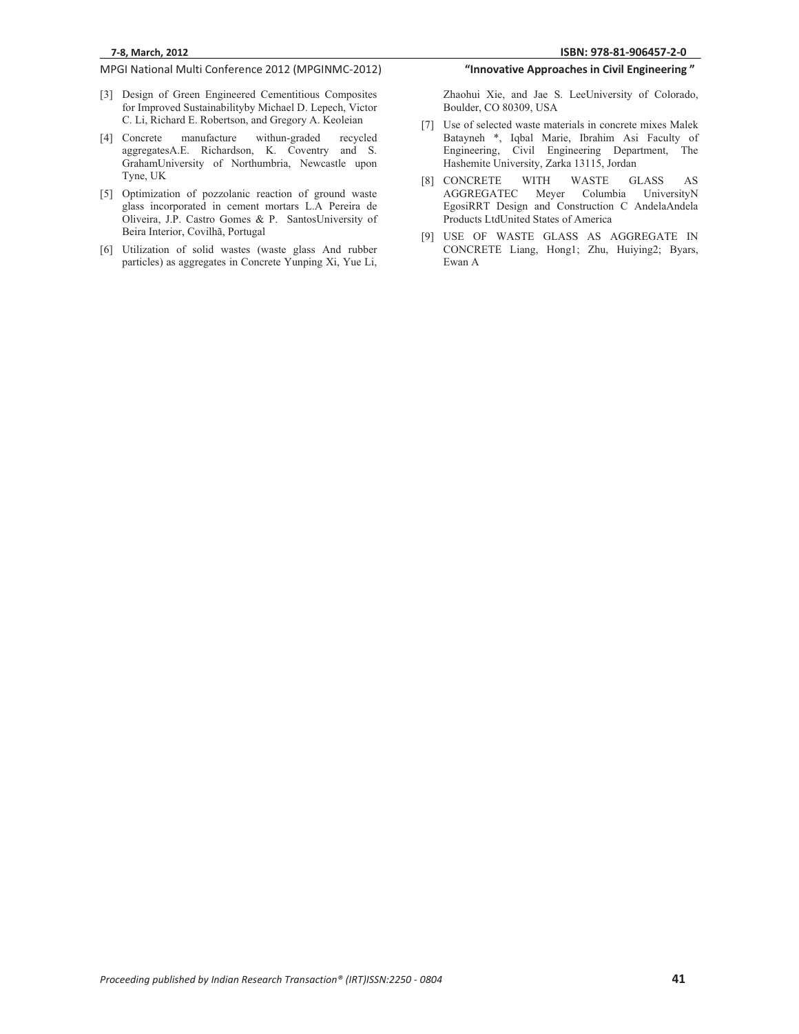[3] Design of Green Engineered Cementitious Composites for Improved Sustainabilityby Michael D. Lepech, Victor C. Li, Richard E. Robertson, and Gregory A. Keoleian

[4] Concrete manufacture withun-graded recycled aggregatesA.E. Richardson, K. Coventry and S. GrahamUniversity of Northumbria, Newcastle upon Tyne, UK

[5] Optimization of pozzolanic reaction of ground waste glass incorporated in cement mortars L.A Pereira de Oliveira, J.P. Castro Gomes & P. SantosUniversity of Beira Interior, Covilhã, Portugal

[6] Utilization of solid wastes (waste glass And rubber particles) as aggregates in Concrete Yunping Xi, Yue Li, Zhaohui Xie, and Jae S. LeeUniversity of Colorado, Boulder, CO 80309, USA

[7] Use of selected waste materials in concrete mixes Malek Batayneh *, Iqbal Marie, Ibrahim Asi Faculty of Engineering, Civil Engineering Department, The Hashemite University, Zarka 13115, Jordan

[8] CONCRETE WITH WASTE GLASS AS AGGREGATEC Meyer Columbia UniversityN EgosiRRT Design and Construction C AndelaAndela Products LtdUnited States of America

[9] USE OF WASTE GLASS AS AGGREGATE IN CONCRETE Liang, Hong1; Zhu, Huiying2; Byars, Ewan A